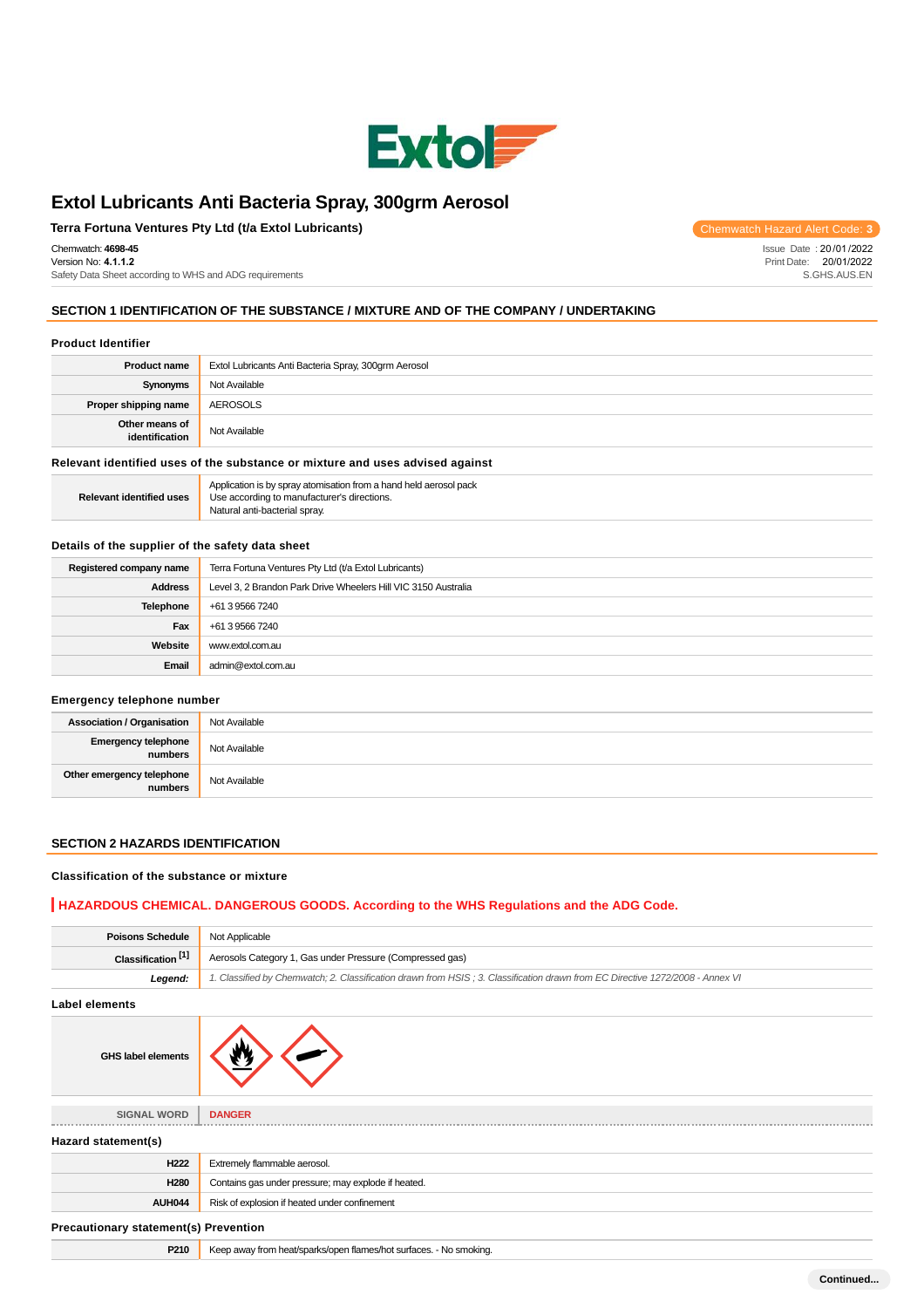# Extol Lubricants Anti Bacteria Spray, 300grm Aerosol

**Terra Fortuna Ventures Pty Ltd (t/a Extol Lubricants)**

Chemwatch Hazard Alert Code: **3**

Chemwatch: **4698-45**
Version No: **4.1.1.2**
Safety Data Sheet according to WHS and ADG requirements

Issue Date : 20/01/2022
Print Date: 20/01/2022
S.GHS.AUS.EN

## SECTION 1 IDENTIFICATION OF THE SUBSTANCE / MIXTURE AND OF THE COMPANY / UNDERTAKING

### Product Identifier

| | |
|---|---|
| **Product name** | Extol Lubricants Anti Bacteria Spray, 300grm Aerosol |
| **Synonyms** | Not Available |
| **Proper shipping name** | AEROSOLS |
| **Other means of identification** | Not Available |

### Relevant identified uses of the substance or mixture and uses advised against

| | |
|---|---|
| **Relevant identified uses** | Application is by spray atomisation from a hand held aerosol pack<br>Use according to manufacturer's directions.<br>Natural anti-bacterial spray. |

### Details of the supplier of the safety data sheet

| | |
|---|---|
| **Registered company name** | Terra Fortuna Ventures Pty Ltd (t/a Extol Lubricants) |
| **Address** | Level 3, 2 Brandon Park Drive Wheelers Hill VIC 3150 Australia |
| **Telephone** | +61 3 9566 7240 |
| **Fax** | +61 3 9566 7240 |
| **Website** | www.extol.com.au |
| **Email** | admin@extol.com.au |

### Emergency telephone number

| | |
|---|---|
| **Association / Organisation** | Not Available |
| **Emergency telephone numbers** | Not Available |
| **Other emergency telephone numbers** | Not Available |

## SECTION 2 HAZARDS IDENTIFICATION

### Classification of the substance or mixture

**HAZARDOUS CHEMICAL. DANGEROUS GOODS. According to the WHS Regulations and the ADG Code.**

| | |
|---|---|
| **Poisons Schedule** | Not Applicable |
| **Classification [1]** | Aerosols Category 1, Gas under Pressure (Compressed gas) |
| ***Legend:*** | *1. Classified by Chemwatch; 2. Classification drawn from HSIS ; 3. Classification drawn from EC Directive 1272/2008 - Annex VI* |

### Label elements

| | |
|---|---|
| **GHS label elements** | |
| **SIGNAL WORD** | **DANGER** |

### Hazard statement(s)

| | |
|---|---|
| **H222** | Extremely flammable aerosol. |
| **H280** | Contains gas under pressure; may explode if heated. |
| **AUH044** | Risk of explosion if heated under confinement |

### Precautionary statement(s) Prevention

| | |
|---|---|
| **P210** | Keep away from heat/sparks/open flames/hot surfaces. - No smoking. |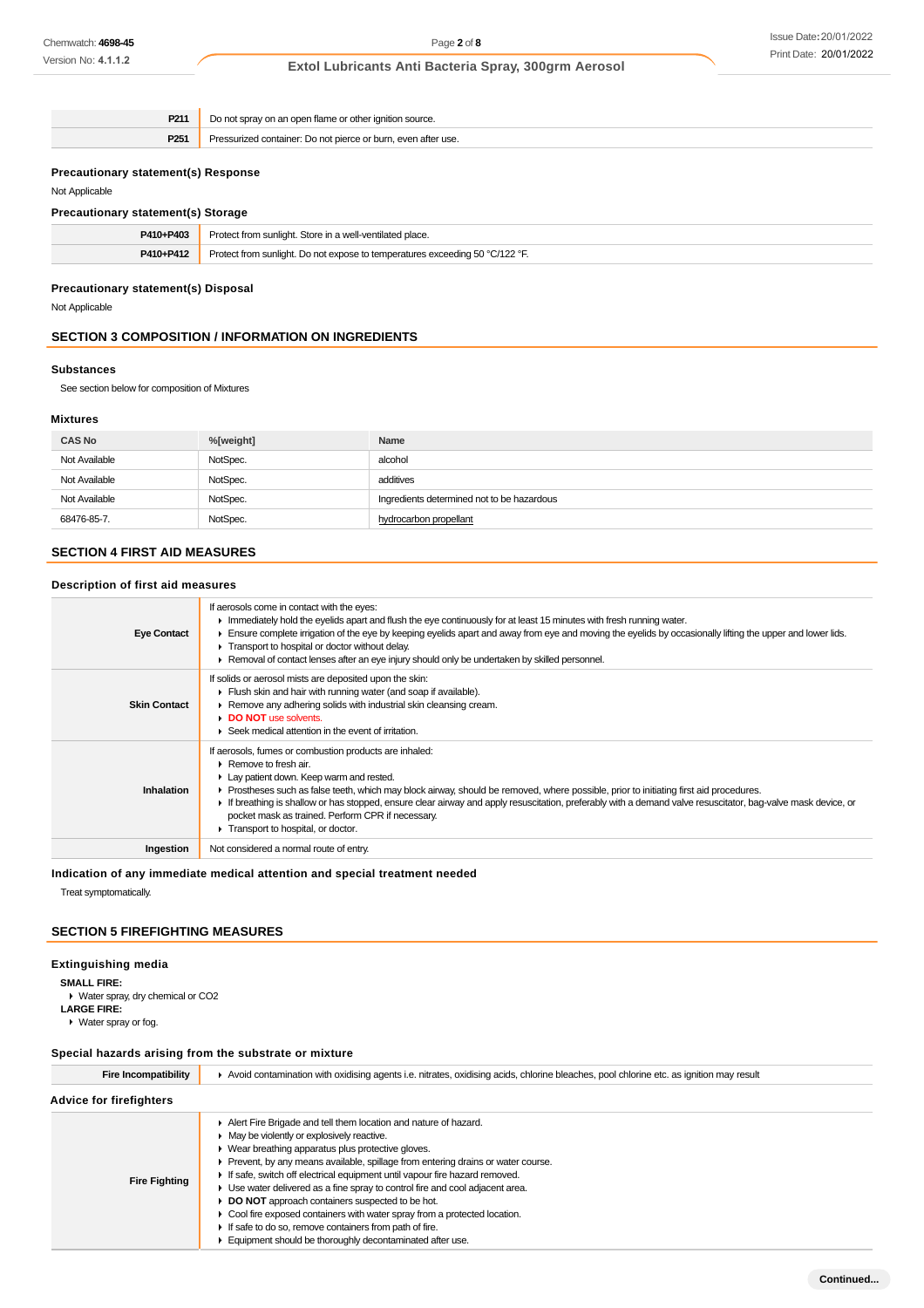| | |
|---|---|
| **P211** | Do not spray on an open flame or other ignition source. |
| **P251** | Pressurized container: Do not pierce or burn, even after use. |

### Precautionary statement(s) Response

Not Applicable

### Precautionary statement(s) Storage

| | |
|---|---|
| **P410+P403** | Protect from sunlight. Store in a well-ventilated place. |
| **P410+P412** | Protect from sunlight. Do not expose to temperatures exceeding 50 °C/122 °F. |

### Precautionary statement(s) Disposal

Not Applicable

## SECTION 3 COMPOSITION / INFORMATION ON INGREDIENTS

### Substances

See section below for composition of Mixtures

### Mixtures

| CAS No | %[weight] | Name |
|---|---|---|
| Not Available | NotSpec. | alcohol |
| Not Available | NotSpec. | additives |
| Not Available | NotSpec. | Ingredients determined not to be hazardous |
| 68476-85-7. | NotSpec. | hydrocarbon propellant |

## SECTION 4 FIRST AID MEASURES

### Description of first aid measures

| | |
|---|---|
| **Eye Contact** | If aerosols come in contact with the eyes:<br>▸ Immediately hold the eyelids apart and flush the eye continuously for at least 15 minutes with fresh running water.<br>▸ Ensure complete irrigation of the eye by keeping eyelids apart and away from eye and moving the eyelids by occasionally lifting the upper and lower lids.<br>▸ Transport to hospital or doctor without delay.<br>▸ Removal of contact lenses after an eye injury should only be undertaken by skilled personnel. |
| **Skin Contact** | If solids or aerosol mists are deposited upon the skin:<br>▸ Flush skin and hair with running water (and soap if available).<br>▸ Remove any adhering solids with industrial skin cleansing cream.<br>▸ **DO NOT** use solvents.<br>▸ Seek medical attention in the event of irritation. |
| **Inhalation** | If aerosols, fumes or combustion products are inhaled:<br>▸ Remove to fresh air.<br>▸ Lay patient down. Keep warm and rested.<br>▸ Prostheses such as false teeth, which may block airway, should be removed, where possible, prior to initiating first aid procedures.<br>▸ If breathing is shallow or has stopped, ensure clear airway and apply resuscitation, preferably with a demand valve resuscitator, bag-valve mask device, or pocket mask as trained. Perform CPR if necessary.<br>▸ Transport to hospital, or doctor. |
| **Ingestion** | Not considered a normal route of entry. |

### Indication of any immediate medical attention and special treatment needed

Treat symptomatically.

## SECTION 5 FIREFIGHTING MEASURES

### Extinguishing media

**SMALL FIRE:**
- Water spray, dry chemical or $CO_2$

**LARGE FIRE:**
- Water spray or fog.

### Special hazards arising from the substrate or mixture

| | |
|---|---|
| **Fire Incompatibility** | ▸ Avoid contamination with oxidising agents i.e. nitrates, oxidising acids, chlorine bleaches, pool chlorine etc. as ignition may result |

### Advice for firefighters

| | |
|---|---|
| **Fire Fighting** | ▸ Alert Fire Brigade and tell them location and nature of hazard.<br>▸ May be violently or explosively reactive.<br>▸ Wear breathing apparatus plus protective gloves.<br>▸ Prevent, by any means available, spillage from entering drains or water course.<br>▸ If safe, switch off electrical equipment until vapour fire hazard removed.<br>▸ Use water delivered as a fine spray to control fire and cool adjacent area.<br>▸ **DO NOT** approach containers suspected to be hot.<br>▸ Cool fire exposed containers with water spray from a protected location.<br>▸ If safe to do so, remove containers from path of fire.<br>▸ Equipment should be thoroughly decontaminated after use. |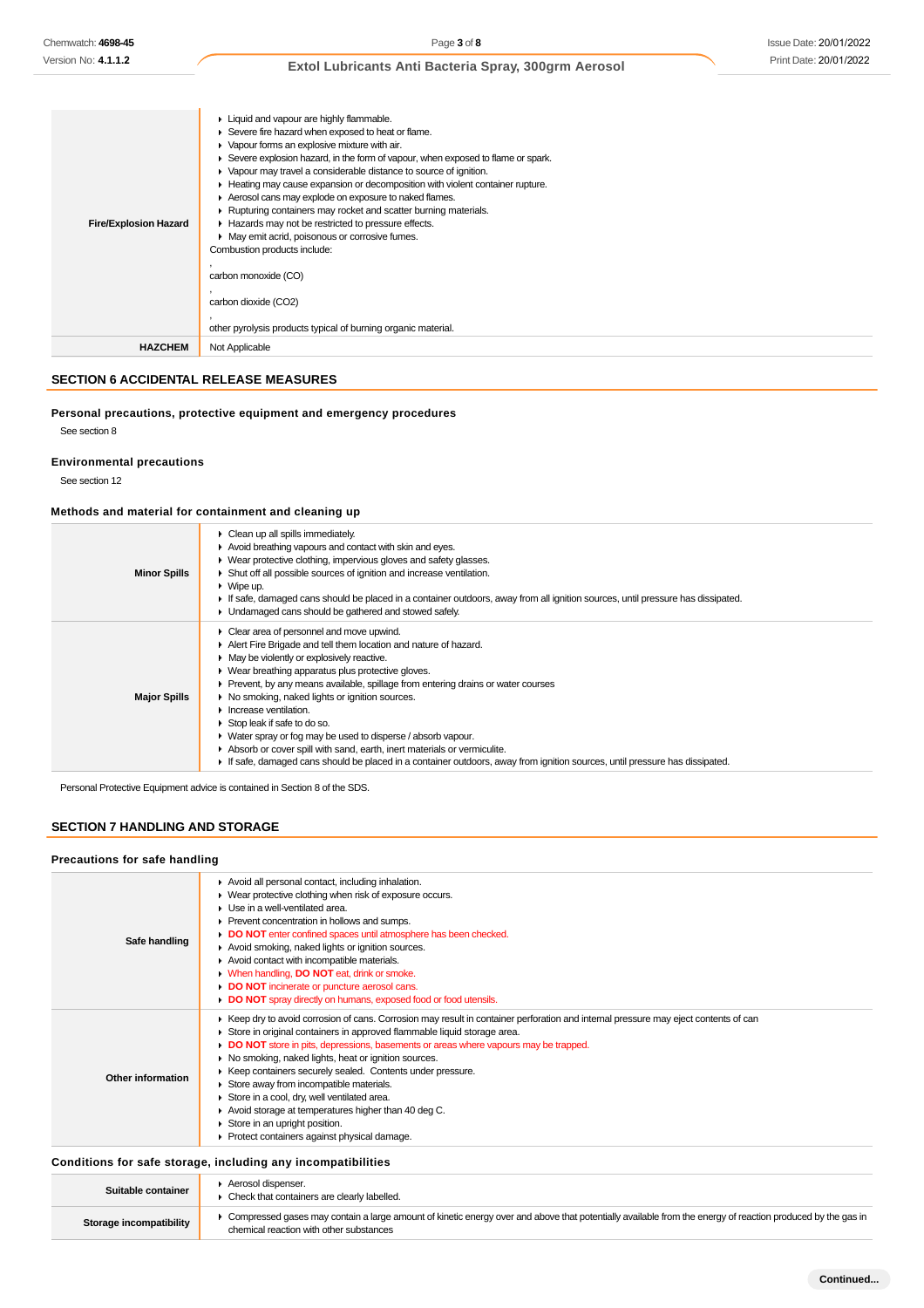| | |
|---|---|
| **Fire/Explosion Hazard** | ▸ Liquid and vapour are highly flammable.<br>▸ Severe fire hazard when exposed to heat or flame.<br>▸ Vapour forms an explosive mixture with air.<br>▸ Severe explosion hazard, in the form of vapour, when exposed to flame or spark.<br>▸ Vapour may travel a considerable distance to source of ignition.<br>▸ Heating may cause expansion or decomposition with violent container rupture.<br>▸ Aerosol cans may explode on exposure to naked flames.<br>▸ Rupturing containers may rocket and scatter burning materials.<br>▸ Hazards may not be restricted to pressure effects.<br>▸ May emit acrid, poisonous or corrosive fumes.<br>Combustion products include:<br>,<br>carbon monoxide (CO)<br>,<br>carbon dioxide ($CO_2$)<br>,<br>other pyrolysis products typical of burning organic material. |
| **HAZCHEM** | Not Applicable |

## SECTION 6 ACCIDENTAL RELEASE MEASURES

### Personal precautions, protective equipment and emergency procedures

See section 8

### Environmental precautions

See section 12

### Methods and material for containment and cleaning up

| | |
|---|---|
| **Minor Spills** | ▸ Clean up all spills immediately.<br>▸ Avoid breathing vapours and contact with skin and eyes.<br>▸ Wear protective clothing, impervious gloves and safety glasses.<br>▸ Shut off all possible sources of ignition and increase ventilation.<br>▸ Wipe up.<br>▸ If safe, damaged cans should be placed in a container outdoors, away from all ignition sources, until pressure has dissipated.<br>▸ Undamaged cans should be gathered and stowed safely. |
| **Major Spills** | ▸ Clear area of personnel and move upwind.<br>▸ Alert Fire Brigade and tell them location and nature of hazard.<br>▸ May be violently or explosively reactive.<br>▸ Wear breathing apparatus plus protective gloves.<br>▸ Prevent, by any means available, spillage from entering drains or water courses<br>▸ No smoking, naked lights or ignition sources.<br>▸ Increase ventilation.<br>▸ Stop leak if safe to do so.<br>▸ Water spray or fog may be used to disperse / absorb vapour.<br>▸ Absorb or cover spill with sand, earth, inert materials or vermiculite.<br>▸ If safe, damaged cans should be placed in a container outdoors, away from ignition sources, until pressure has dissipated. |

Personal Protective Equipment advice is contained in Section 8 of the SDS.

## SECTION 7 HANDLING AND STORAGE

### Precautions for safe handling

| | |
|---|---|
| **Safe handling** | ▸ Avoid all personal contact, including inhalation.<br>▸ Wear protective clothing when risk of exposure occurs.<br>▸ Use in a well-ventilated area.<br>▸ Prevent concentration in hollows and sumps.<br>▸ **DO NOT** enter confined spaces until atmosphere has been checked.<br>▸ Avoid smoking, naked lights or ignition sources.<br>▸ Avoid contact with incompatible materials.<br>▸ When handling, **DO NOT** eat, drink or smoke.<br>▸ **DO NOT** incinerate or puncture aerosol cans.<br>▸ **DO NOT** spray directly on humans, exposed food or food utensils. |
| **Other information** | ▸ Keep dry to avoid corrosion of cans. Corrosion may result in container perforation and internal pressure may eject contents of can<br>▸ Store in original containers in approved flammable liquid storage area.<br>▸ **DO NOT** store in pits, depressions, basements or areas where vapours may be trapped.<br>▸ No smoking, naked lights, heat or ignition sources.<br>▸ Keep containers securely sealed. Contents under pressure.<br>▸ Store away from incompatible materials.<br>▸ Store in a cool, dry, well ventilated area.<br>▸ Avoid storage at temperatures higher than 40 deg C.<br>▸ Store in an upright position.<br>▸ Protect containers against physical damage. |

### Conditions for safe storage, including any incompatibilities

| | |
|---|---|
| **Suitable container** | ▸ Aerosol dispenser.<br>▸ Check that containers are clearly labelled. |
| **Storage incompatibility** | ▸ Compressed gases may contain a large amount of kinetic energy over and above that potentially available from the energy of reaction produced by the gas in chemical reaction with other substances |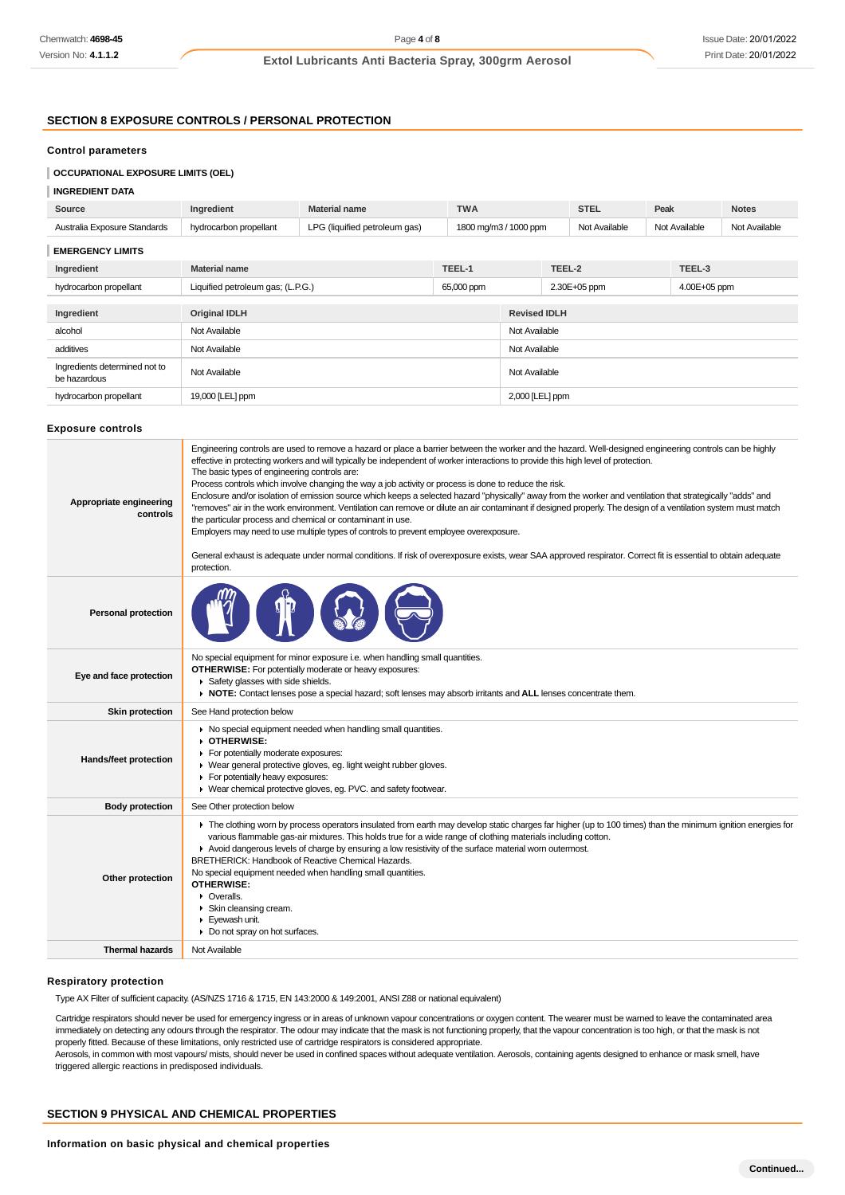## SECTION 8 EXPOSURE CONTROLS / PERSONAL PROTECTION

### Control parameters

#### OCCUPATIONAL EXPOSURE LIMITS (OEL)

#### INGREDIENT DATA

| Source | Ingredient | Material name | TWA | STEL | Peak | Notes |
|---|---|---|---|---|---|---|
| Australia Exposure Standards | hydrocarbon propellant | LPG (liquified petroleum gas) | 1800 mg/m3 / 1000 ppm | Not Available | Not Available | Not Available |

#### EMERGENCY LIMITS

| Ingredient | Material name | TEEL-1 | TEEL-2 | TEEL-3 |
|---|---|---|---|---|
| hydrocarbon propellant | Liquified petroleum gas; (L.P.G.) | 65,000 ppm | 2.30E+05 ppm | 4.00E+05 ppm |

| Ingredient | Original IDLH | Revised IDLH |
|---|---|---|
| alcohol | Not Available | Not Available |
| additives | Not Available | Not Available |
| Ingredients determined not to be hazardous | Not Available | Not Available |
| hydrocarbon propellant | 19,000 [LEL] ppm | 2,000 [LEL] ppm |

### Exposure controls

| | |
|---|---|
| **Appropriate engineering controls** | Engineering controls are used to remove a hazard or place a barrier between the worker and the hazard. Well-designed engineering controls can be highly effective in protecting workers and will typically be independent of worker interactions to provide this high level of protection.<br>The basic types of engineering controls are:<br>Process controls which involve changing the way a job activity or process is done to reduce the risk.<br>Enclosure and/or isolation of emission source which keeps a selected hazard "physically" away from the worker and ventilation that strategically "adds" and "removes" air in the work environment. Ventilation can remove or dilute an air contaminant if designed properly. The design of a ventilation system must match the particular process and chemical or contaminant in use.<br>Employers may need to use multiple types of controls to prevent employee overexposure.<br><br>General exhaust is adequate under normal conditions. If risk of overexposure exists, wear SAA approved respirator. Correct fit is essential to obtain adequate protection. |
| **Personal protection** | |
| **Eye and face protection** | No special equipment for minor exposure i.e. when handling small quantities.<br>**OTHERWISE:** For potentially moderate or heavy exposures:<br>▸ Safety glasses with side shields.<br>▸ **NOTE:** Contact lenses pose a special hazard; soft lenses may absorb irritants and **ALL** lenses concentrate them. |
| **Skin protection** | See Hand protection below |
| **Hands/feet protection** | ▸ No special equipment needed when handling small quantities.<br>▸ **OTHERWISE:**<br>▸ For potentially moderate exposures:<br>▸ Wear general protective gloves, eg. light weight rubber gloves.<br>▸ For potentially heavy exposures:<br>▸ Wear chemical protective gloves, eg. PVC. and safety footwear. |
| **Body protection** | See Other protection below |
| **Other protection** | ▸ The clothing worn by process operators insulated from earth may develop static charges far higher (up to 100 times) than the minimum ignition energies for various flammable gas-air mixtures. This holds true for a wide range of clothing materials including cotton.<br>▸ Avoid dangerous levels of charge by ensuring a low resistivity of the surface material worn outermost.<br>BRETHERICK: Handbook of Reactive Chemical Hazards.<br>No special equipment needed when handling small quantities.<br>**OTHERWISE:**<br>▸ Overalls.<br>▸ Skin cleansing cream.<br>▸ Eyewash unit.<br>▸ Do not spray on hot surfaces. |
| **Thermal hazards** | Not Available |

### Respiratory protection

Type AX Filter of sufficient capacity. (AS/NZS 1716 & 1715, EN 143:2000 & 149:2001, ANSI Z88 or national equivalent)

Cartridge respirators should never be used for emergency ingress or in areas of unknown vapour concentrations or oxygen content. The wearer must be warned to leave the contaminated area immediately on detecting any odours through the respirator. The odour may indicate that the mask is not functioning properly, that the vapour concentration is too high, or that the mask is not properly fitted. Because of these limitations, only restricted use of cartridge respirators is considered appropriate.
Aerosols, in common with most vapours/ mists, should never be used in confined spaces without adequate ventilation. Aerosols, containing agents designed to enhance or mask smell, have triggered allergic reactions in predisposed individuals.

## SECTION 9 PHYSICAL AND CHEMICAL PROPERTIES

### Information on basic physical and chemical properties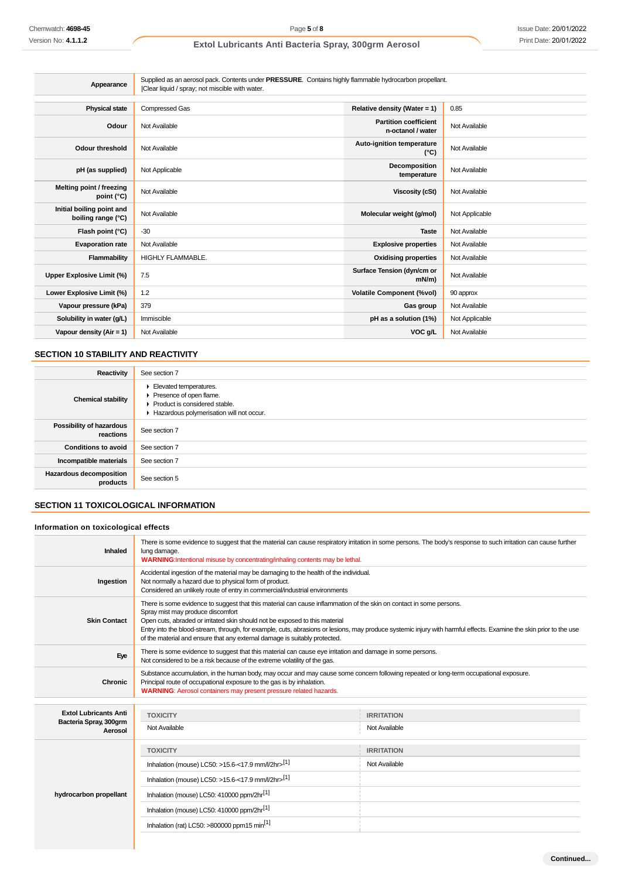| Appearance | Supplied as an aerosol pack. Contents under **PRESSURE**. Contains highly flammable hydrocarbon propellant. <br>\|Clear liquid / spray; not miscible with water. |
|---|---|

| | | | |
|---|---|---|---|
| **Physical state** | Compressed Gas | **Relative density (Water = 1)** | 0.85 |
| **Odour** | Not Available | **Partition coefficient n-octanol / water** | Not Available |
| **Odour threshold** | Not Available | **Auto-ignition temperature (°C)** | Not Available |
| **pH (as supplied)** | Not Applicable | **Decomposition temperature** | Not Available |
| **Melting point / freezing point (°C)** | Not Available | **Viscosity (cSt)** | Not Available |
| **Initial boiling point and boiling range (°C)** | Not Available | **Molecular weight (g/mol)** | Not Applicable |
| **Flash point (°C)** | -30 | **Taste** | Not Available |
| **Evaporation rate** | Not Available | **Explosive properties** | Not Available |
| **Flammability** | HIGHLY FLAMMABLE. | **Oxidising properties** | Not Available |
| **Upper Explosive Limit (%)** | 7.5 | **Surface Tension (dyn/cm or mN/m)** | Not Available |
| **Lower Explosive Limit (%)** | 1.2 | **Volatile Component (%vol)** | 90 approx |
| **Vapour pressure (kPa)** | 379 | **Gas group** | Not Available |
| **Solubility in water (g/L)** | Immiscible | **pH as a solution (1%)** | Not Applicable |
| **Vapour density (Air = 1)** | Not Available | **VOC g/L** | Not Available |

## SECTION 10 STABILITY AND REACTIVITY

| | |
|---|---|
| **Reactivity** | See section 7 |
| **Chemical stability** | ▸ Elevated temperatures.<br>▸ Presence of open flame.<br>▸ Product is considered stable.<br>▸ Hazardous polymerisation will not occur. |
| **Possibility of hazardous reactions** | See section 7 |
| **Conditions to avoid** | See section 7 |
| **Incompatible materials** | See section 7 |
| **Hazardous decomposition products** | See section 5 |

## SECTION 11 TOXICOLOGICAL INFORMATION

### Information on toxicological effects

| | |
|---|---|
| **Inhaled** | There is some evidence to suggest that the material can cause respiratory irritation in some persons. The body's response to such irritation can cause further lung damage.<br>**WARNING**:Intentional misuse by concentrating/inhaling contents may be lethal. |
| **Ingestion** | Accidental ingestion of the material may be damaging to the health of the individual.<br>Not normally a hazard due to physical form of product.<br>Considered an unlikely route of entry in commercial/industrial environments |
| **Skin Contact** | There is some evidence to suggest that this material can cause inflammation of the skin on contact in some persons.<br>Spray mist may produce discomfort<br>Open cuts, abraded or irritated skin should not be exposed to this material<br>Entry into the blood-stream, through, for example, cuts, abrasions or lesions, may produce systemic injury with harmful effects. Examine the skin prior to the use of the material and ensure that any external damage is suitably protected. |
| **Eye** | There is some evidence to suggest that this material can cause eye irritation and damage in some persons.<br>Not considered to be a risk because of the extreme volatility of the gas. |
| **Chronic** | Substance accumulation, in the human body, may occur and may cause some concern following repeated or long-term occupational exposure.<br>Principal route of occupational exposure to the gas is by inhalation.<br>**WARNING**: Aerosol containers may present pressure related hazards. |

| | TOXICITY | IRRITATION |
|---|---|---|
| **Extol Lubricants Anti Bacteria Spray, 300grm Aerosol** | Not Available | Not Available |
| **hydrocarbon propellant** | **TOXICITY** | **IRRITATION** |
| | Inhalation (mouse) LC50: >15.6-<17.9 mm/l/2hr>[1] | Not Available |
| | Inhalation (mouse) LC50: >15.6-<17.9 mm/l/2hr>[1] | |
| | Inhalation (mouse) LC50: 410000 ppm/2hr[1] | |
| | Inhalation (mouse) LC50: 410000 ppm/2hr[1] | |
| | Inhalation (rat) LC50: >800000 ppm15 min[1] | |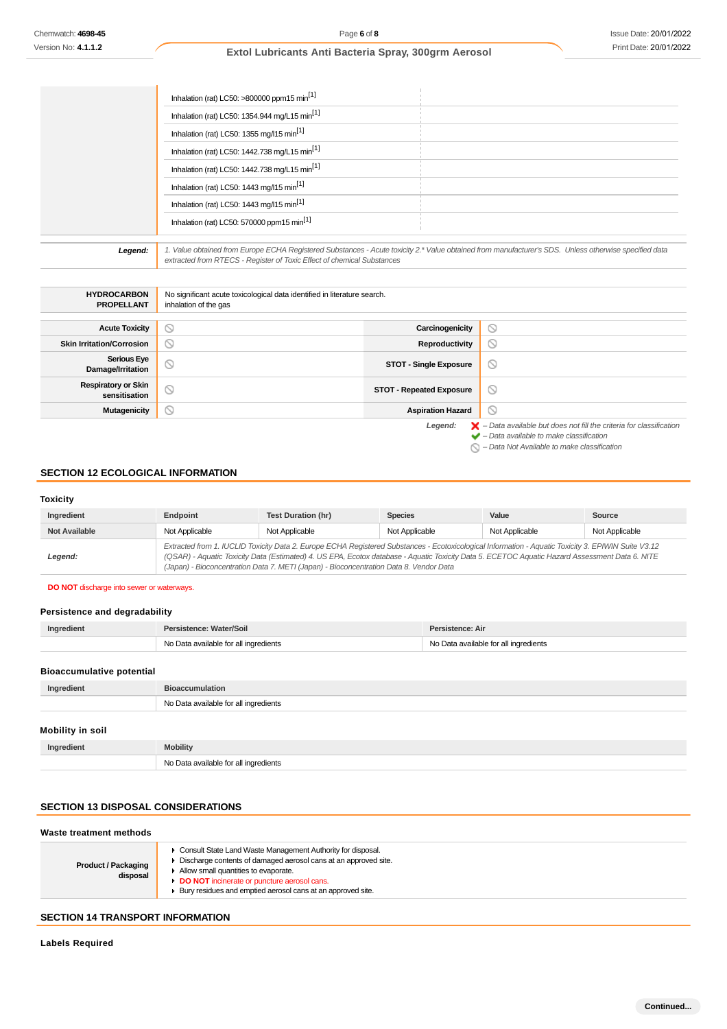| | |
|---|---|
| | Inhalation (rat) LC50: >800000 ppm15 min[1] |
| | Inhalation (rat) LC50: 1354.944 mg/L15 min[1] |
| | Inhalation (rat) LC50: 1355 mg/l15 min[1] |
| | Inhalation (rat) LC50: 1442.738 mg/L15 min[1] |
| | Inhalation (rat) LC50: 1442.738 mg/L15 min[1] |
| | Inhalation (rat) LC50: 1443 mg/l15 min[1] |
| | Inhalation (rat) LC50: 1443 mg/l15 min[1] |
| | Inhalation (rat) LC50: 570000 ppm15 min[1] |
| **Legend:** | *1. Value obtained from Europe ECHA Registered Substances - Acute toxicity 2.\* Value obtained from manufacturer's SDS. Unless otherwise specified data extracted from RTECS - Register of Toxic Effect of chemical Substances* |

| | |
|---|---|
| **HYDROCARBON PROPELLANT** | No significant acute toxicological data identified in literature search. inhalation of the gas |

| | | | |
|---|---|---|---|
| **Acute Toxicity** | ⊘ | **Carcinogenicity** | ⊘ |
| **Skin Irritation/Corrosion** | ⊘ | **Reproductivity** | ⊘ |
| **Serious Eye Damage/Irritation** | ⊘ | **STOT - Single Exposure** | ⊘ |
| **Respiratory or Skin sensitisation** | ⊘ | **STOT - Repeated Exposure** | ⊘ |
| **Mutagenicity** | ⊘ | **Aspiration Hazard** | ⊘ |

*Legend:*
- ✘ *– Data available but does not fill the criteria for classification*
- ✔ *– Data available to make classification*
- ⊘ *– Data Not Available to make classification*

## SECTION 12 ECOLOGICAL INFORMATION

### Toxicity

| Ingredient | Endpoint | Test Duration (hr) | Species | Value | Source |
|---|---|---|---|---|---|
| **Not Available** | Not Applicable | Not Applicable | Not Applicable | Not Applicable | Not Applicable |
| ***Legend:*** | *Extracted from 1. IUCLID Toxicity Data 2. Europe ECHA Registered Substances - Ecotoxicological Information - Aquatic Toxicity 3. EPIWIN Suite V3.12 (QSAR) - Aquatic Toxicity Data (Estimated) 4. US EPA, Ecotox database - Aquatic Toxicity Data 5. ECETOC Aquatic Hazard Assessment Data 6. NITE (Japan) - Bioconcentration Data 7. METI (Japan) - Bioconcentration Data 8. Vendor Data* | | | | |

**DO NOT** discharge into sewer or waterways.

### Persistence and degradability

| Ingredient | Persistence: Water/Soil | Persistence: Air |
|---|---|---|
| | No Data available for all ingredients | No Data available for all ingredients |

### Bioaccumulative potential

| Ingredient | Bioaccumulation |
|---|---|
| | No Data available for all ingredients |

### Mobility in soil

| Ingredient | Mobility |
|---|---|
| | No Data available for all ingredients |

## SECTION 13 DISPOSAL CONSIDERATIONS

### Waste treatment methods

| | |
|---|---|
| **Product / Packaging disposal** | ▸ Consult State Land Waste Management Authority for disposal.<br>▸ Discharge contents of damaged aerosol cans at an approved site.<br>▸ Allow small quantities to evaporate.<br>▸ **DO NOT** incinerate or puncture aerosol cans.<br>▸ Bury residues and emptied aerosol cans at an approved site. |

## SECTION 14 TRANSPORT INFORMATION

### Labels Required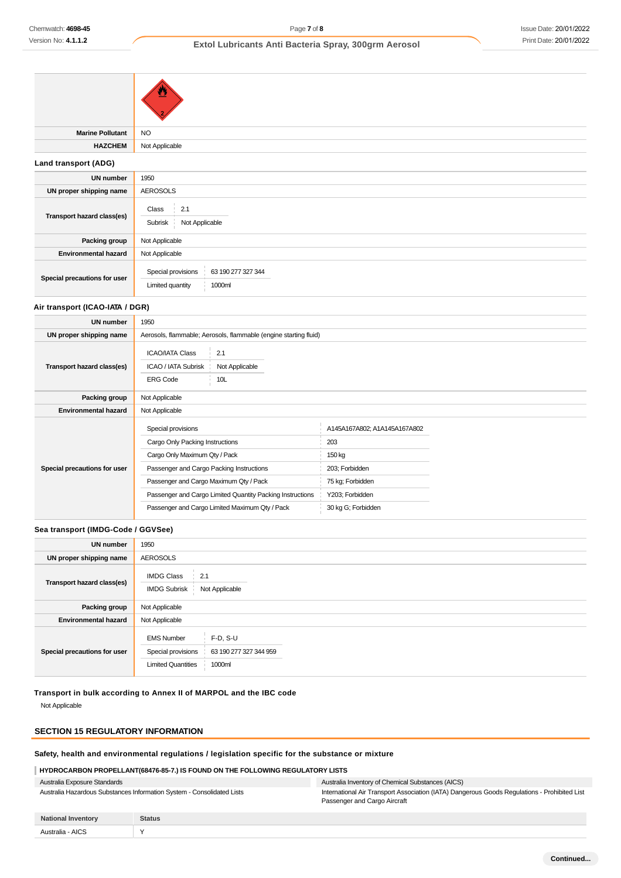| | |
|---|---|
| | |
| **Marine Pollutant** | NO |
| **HAZCHEM** | Not Applicable |

### Land transport (ADG)

| | |
|---|---|
| **UN number** | 1950 |
| **UN proper shipping name** | AEROSOLS |
| **Transport hazard class(es)** | Class: 2.1<br>Subrisk: Not Applicable |
| **Packing group** | Not Applicable |
| **Environmental hazard** | Not Applicable |
| **Special precautions for user** | Special provisions: 63 190 277 327 344<br>Limited quantity: 1000ml |

### Air transport (ICAO-IATA / DGR)

| | |
|---|---|
| **UN number** | 1950 |
| **UN proper shipping name** | Aerosols, flammable; Aerosols, flammable (engine starting fluid) |
| **Transport hazard class(es)** | ICAO/IATA Class: 2.1<br>ICAO / IATA Subrisk: Not Applicable<br>ERG Code: 10L |
| **Packing group** | Not Applicable |
| **Environmental hazard** | Not Applicable |
| **Special precautions for user** | Special provisions: A145A167A802; A1A145A167A802<br>Cargo Only Packing Instructions: 203<br>Cargo Only Maximum Qty / Pack: 150 kg<br>Passenger and Cargo Packing Instructions: 203; Forbidden<br>Passenger and Cargo Maximum Qty / Pack: 75 kg; Forbidden<br>Passenger and Cargo Limited Quantity Packing Instructions: Y203; Forbidden<br>Passenger and Cargo Limited Maximum Qty / Pack: 30 kg G; Forbidden |

### Sea transport (IMDG-Code / GGVSee)

| | |
|---|---|
| **UN number** | 1950 |
| **UN proper shipping name** | AEROSOLS |
| **Transport hazard class(es)** | IMDG Class: 2.1<br>IMDG Subrisk: Not Applicable |
| **Packing group** | Not Applicable |
| **Environmental hazard** | Not Applicable |
| **Special precautions for user** | EMS Number: F-D, S-U<br>Special provisions: 63 190 277 327 344 959<br>Limited Quantities: 1000ml |

### Transport in bulk according to Annex II of MARPOL and the IBC code

Not Applicable

## SECTION 15 REGULATORY INFORMATION

### Safety, health and environmental regulations / legislation specific for the substance or mixture

**HYDROCARBON PROPELLANT(68476-85-7.) IS FOUND ON THE FOLLOWING REGULATORY LISTS**

| | |
|---|---|
| Australia Exposure Standards | Australia Inventory of Chemical Substances (AICS) |
| Australia Hazardous Substances Information System - Consolidated Lists | International Air Transport Association (IATA) Dangerous Goods Regulations - Prohibited List Passenger and Cargo Aircraft |

| National Inventory | Status |
|---|---|
| Australia - AICS | Y |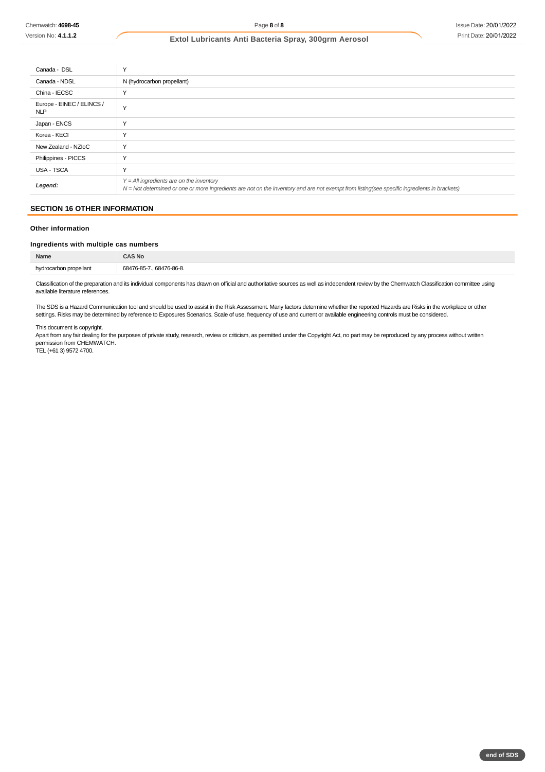| | |
|---|---|
| Canada - DSL | Y |
| Canada - NDSL | N (hydrocarbon propellant) |
| China - IECSC | Y |
| Europe - EINEC / ELINCS / NLP | Y |
| Japan - ENCS | Y |
| Korea - KECI | Y |
| New Zealand - NZIoC | Y |
| Philippines - PICCS | Y |
| USA - TSCA | Y |
| ***Legend:*** | *Y = All ingredients are on the inventory*<br>*N = Not determined or one or more ingredients are not on the inventory and are not exempt from listing(see specific ingredients in brackets)* |

## SECTION 16 OTHER INFORMATION

### Other information

### Ingredients with multiple cas numbers

| Name | CAS No |
|---|---|
| hydrocarbon propellant | 68476-85-7., 68476-86-8. |

Classification of the preparation and its individual components has drawn on official and authoritative sources as well as independent review by the Chemwatch Classification committee using available literature references.

The SDS is a Hazard Communication tool and should be used to assist in the Risk Assessment. Many factors determine whether the reported Hazards are Risks in the workplace or other settings. Risks may be determined by reference to Exposures Scenarios. Scale of use, frequency of use and current or available engineering controls must be considered.

This document is copyright.
Apart from any fair dealing for the purposes of private study, research, review or criticism, as permitted under the Copyright Act, no part may be reproduced by any process without written permission from CHEMWATCH.
TEL (+61 3) 9572 4700.

**end of SDS**